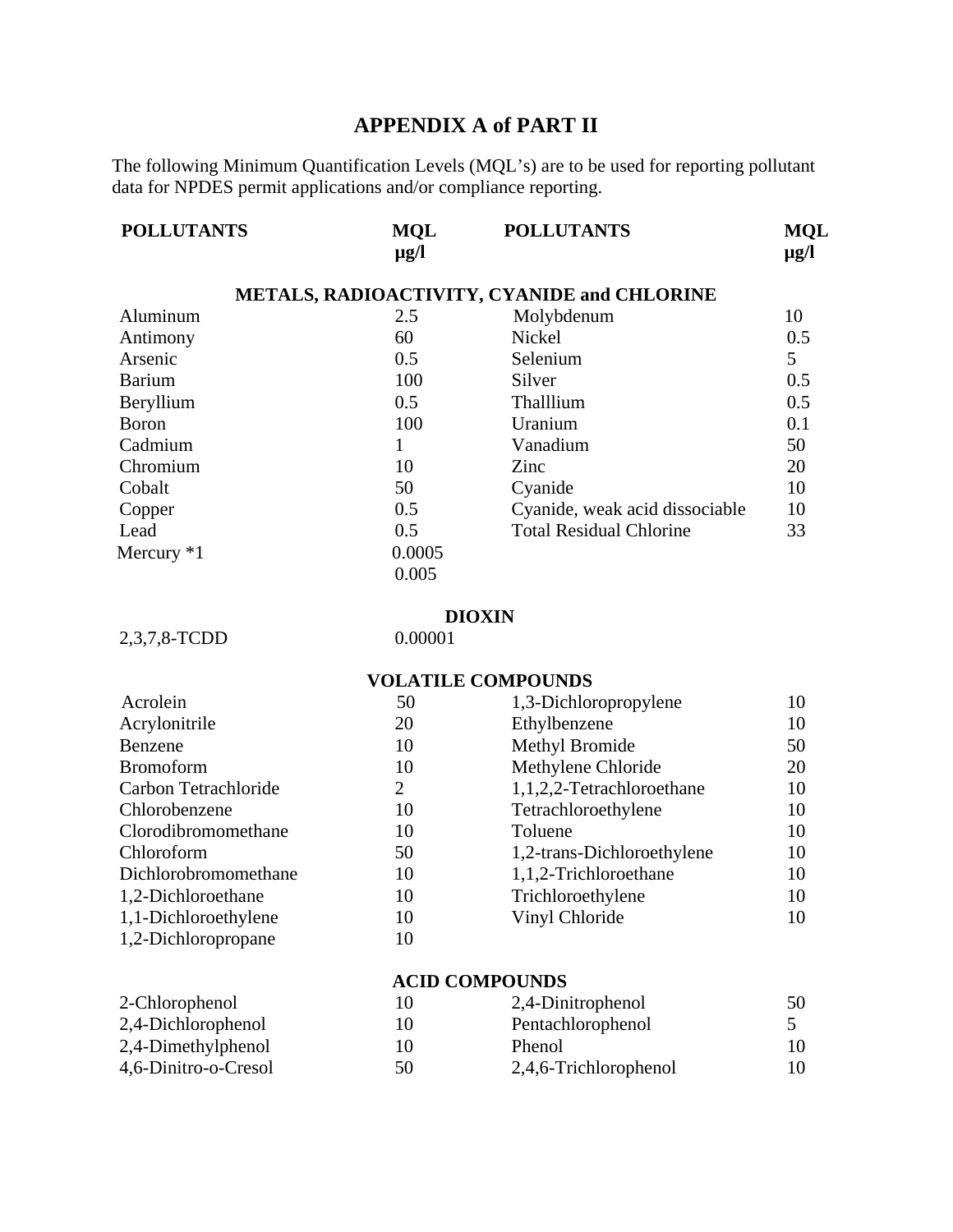# APPENDIX A of PART II

The following Minimum Quantification Levels (MQL's) are to be used for reporting pollutant data for NPDES permit applications and/or compliance reporting.

| POLLUTANTS | MQL μg/l | POLLUTANTS | MQL μg/l |
|---|---|---|---|
| **METALS, RADIOACTIVITY, CYANIDE and CHLORINE** | | | |
| Aluminum | 2.5 | Molybdenum | 10 |
| Antimony | 60 | Nickel | 0.5 |
| Arsenic | 0.5 | Selenium | 5 |
| Barium | 100 | Silver | 0.5 |
| Beryllium | 0.5 | Thalllium | 0.5 |
| Boron | 100 | Uranium | 0.1 |
| Cadmium | 1 | Vanadium | 50 |
| Chromium | 10 | Zinc | 20 |
| Cobalt | 50 | Cyanide | 10 |
| Copper | 0.5 | Cyanide, weak acid dissociable | 10 |
| Lead | 0.5 | Total Residual Chlorine | 33 |
| Mercury *1 | 0.0005<br>0.005 | | |
| **DIOXIN** | | | |
| 2,3,7,8-TCDD | 0.00001 | | |
| **VOLATILE COMPOUNDS** | | | |
| Acrolein | 50 | 1,3-Dichloropropylene | 10 |
| Acrylonitrile | 20 | Ethylbenzene | 10 |
| Benzene | 10 | Methyl Bromide | 50 |
| Bromoform | 10 | Methylene Chloride | 20 |
| Carbon Tetrachloride | 2 | 1,1,2,2-Tetrachloroethane | 10 |
| Chlorobenzene | 10 | Tetrachloroethylene | 10 |
| Clorodibromomethane | 10 | Toluene | 10 |
| Chloroform | 50 | 1,2-trans-Dichloroethylene | 10 |
| Dichlorobromomethane | 10 | 1,1,2-Trichloroethane | 10 |
| 1,2-Dichloroethane | 10 | Trichloroethylene | 10 |
| 1,1-Dichloroethylene | 10 | Vinyl Chloride | 10 |
| 1,2-Dichloropropane | 10 | | |
| **ACID COMPOUNDS** | | | |
| 2-Chlorophenol | 10 | 2,4-Dinitrophenol | 50 |
| 2,4-Dichlorophenol | 10 | Pentachlorophenol | 5 |
| 2,4-Dimethylphenol | 10 | Phenol | 10 |
| 4,6-Dinitro-o-Cresol | 50 | 2,4,6-Trichlorophenol | 10 |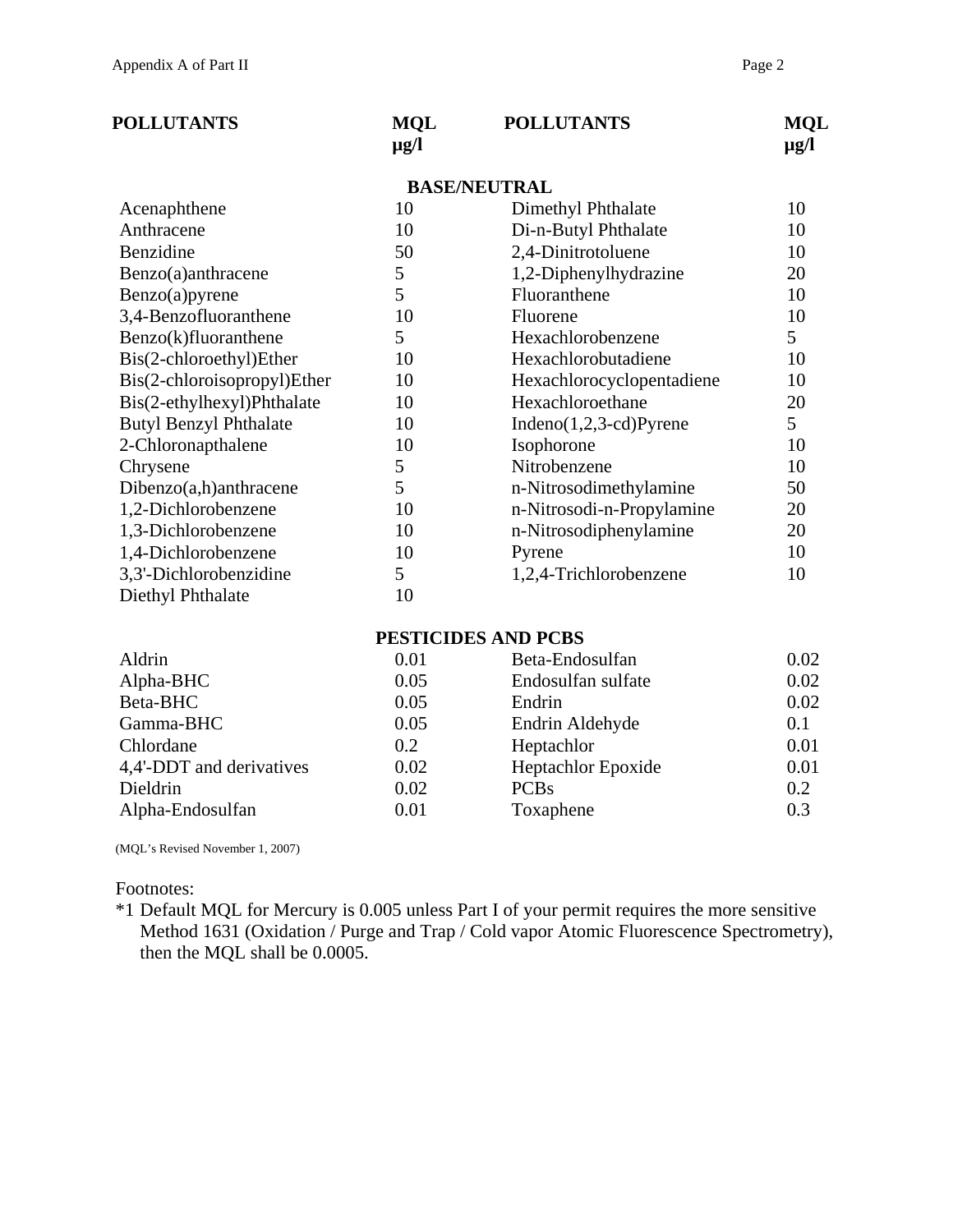| POLLUTANTS | MQL µg/l | POLLUTANTS | MQL µg/l |
|---|---|---|---|
| | **BASE/NEUTRAL** | | |
| Acenaphthene | 10 | Dimethyl Phthalate | 10 |
| Anthracene | 10 | Di-n-Butyl Phthalate | 10 |
| Benzidine | 50 | 2,4-Dinitrotoluene | 10 |
| Benzo(a)anthracene | 5 | 1,2-Diphenylhydrazine | 20 |
| Benzo(a)pyrene | 5 | Fluoranthene | 10 |
| 3,4-Benzofluoranthene | 10 | Fluorene | 10 |
| Benzo(k)fluoranthene | 5 | Hexachlorobenzene | 5 |
| Bis(2-chloroethyl)Ether | 10 | Hexachlorobutadiene | 10 |
| Bis(2-chloroisopropyl)Ether | 10 | Hexachlorocyclopentadiene | 10 |
| Bis(2-ethylhexyl)Phthalate | 10 | Hexachloroethane | 20 |
| Butyl Benzyl Phthalate | 10 | Indeno(1,2,3-cd)Pyrene | 5 |
| 2-Chloronapthalene | 10 | Isophorone | 10 |
| Chrysene | 5 | Nitrobenzene | 10 |
| Dibenzo(a,h)anthracene | 5 | n-Nitrosodimethylamine | 50 |
| 1,2-Dichlorobenzene | 10 | n-Nitrosodi-n-Propylamine | 20 |
| 1,3-Dichlorobenzene | 10 | n-Nitrosodiphenylamine | 20 |
| 1,4-Dichlorobenzene | 10 | Pyrene | 10 |
| 3,3'-Dichlorobenzidine | 5 | 1,2,4-Trichlorobenzene | 10 |
| Diethyl Phthalate | 10 | | |
| | **PESTICIDES AND PCBS** | | |
| Aldrin | 0.01 | Beta-Endosulfan | 0.02 |
| Alpha-BHC | 0.05 | Endosulfan sulfate | 0.02 |
| Beta-BHC | 0.05 | Endrin | 0.02 |
| Gamma-BHC | 0.05 | Endrin Aldehyde | 0.1 |
| Chlordane | 0.2 | Heptachlor | 0.01 |
| 4,4'-DDT and derivatives | 0.02 | Heptachlor Epoxide | 0.01 |
| Dieldrin | 0.02 | PCBs | 0.2 |
| Alpha-Endosulfan | 0.01 | Toxaphene | 0.3 |

(MQL's Revised November 1, 2007)

Footnotes:

*1 Default MQL for Mercury is 0.005 unless Part I of your permit requires the more sensitive Method 1631 (Oxidation / Purge and Trap / Cold vapor Atomic Fluorescence Spectrometry), then the MQL shall be 0.0005.